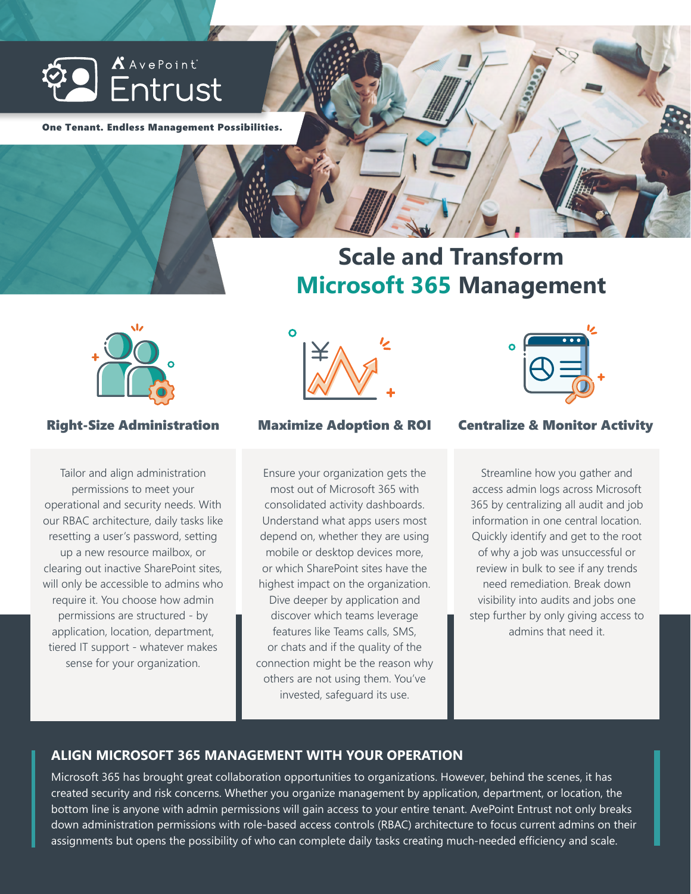AvePoint Entrust

**One Tenant. Endless Management Possibilities.**

# Scale and Transform Microsoft 365 Management

### Right-Size Administration

Tailor and align administration permissions to meet your operational and security needs. With our RBAC architecture, daily tasks like resetting a user's password, setting up a new resource mailbox, or clearing out inactive SharePoint sites, will only be accessible to admins who require it. You choose how admin permissions are structured - by application, location, department, tiered IT support - whatever makes sense for your organization.

### Maximize Adoption & ROI

Ensure your organization gets the most out of Microsoft 365 with consolidated activity dashboards. Understand what apps users most depend on, whether they are using mobile or desktop devices more, or which SharePoint sites have the highest impact on the organization. Dive deeper by application and discover which teams leverage features like Teams calls, SMS, or chats and if the quality of the connection might be the reason why others are not using them. You've invested, safeguard its use.

### Centralize & Monitor Activity

Streamline how you gather and access admin logs across Microsoft 365 by centralizing all audit and job information in one central location. Quickly identify and get to the root of why a job was unsuccessful or review in bulk to see if any trends need remediation. Break down visibility into audits and jobs one step further by only giving access to admins that need it.

## ALIGN MICROSOFT 365 MANAGEMENT WITH YOUR OPERATION

Microsoft 365 has brought great collaboration opportunities to organizations. However, behind the scenes, it has created security and risk concerns. Whether you organize management by application, department, or location, the bottom line is anyone with admin permissions will gain access to your entire tenant. AvePoint Entrust not only breaks down administration permissions with role-based access controls (RBAC) architecture to focus current admins on their assignments but opens the possibility of who can complete daily tasks creating much-needed efficiency and scale.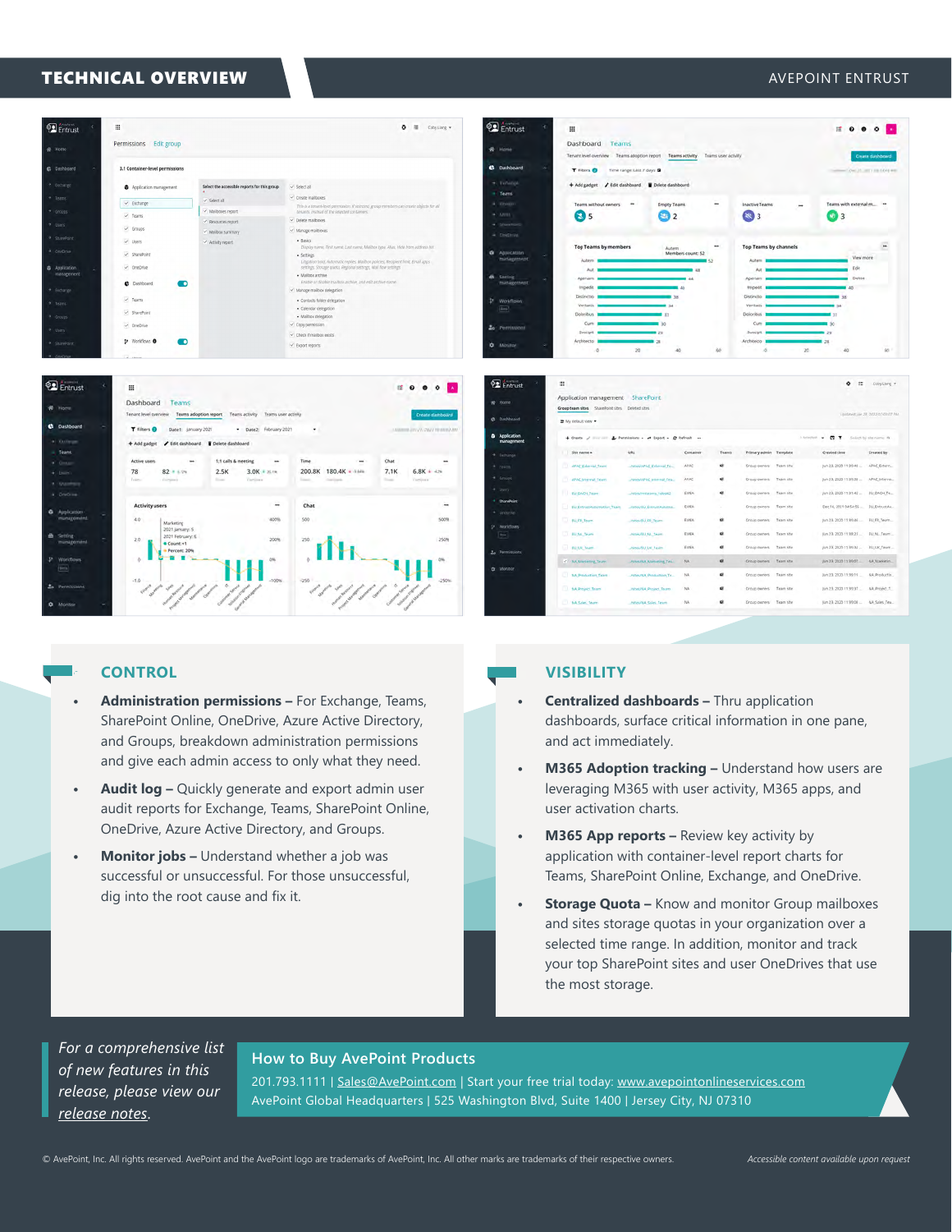## CONTROL

- **Administration permissions –** For Exchange, Teams, SharePoint Online, OneDrive, Azure Active Directory, and Groups, breakdown administration permissions and give each admin access to only what they need.
- **Audit log –** Quickly generate and export admin user audit reports for Exchange, Teams, SharePoint Online, OneDrive, Azure Active Directory, and Groups.
- **Monitor jobs –** Understand whether a job was successful or unsuccessful. For those unsuccessful, dig into the root cause and fix it.

## VISIBILITY

- **Centralized dashboards –** Thru application dashboards, surface critical information in one pane, and act immediately.
- **M365 Adoption tracking –** Understand how users are leveraging M365 with user activity, M365 apps, and user activation charts.
- **M365 App reports –** Review key activity by application with container-level report charts for Teams, SharePoint Online, Exchange, and OneDrive.
- **Storage Quota –** Know and monitor Group mailboxes and sites storage quotas in your organization over a selected time range. In addition, monitor and track your top SharePoint sites and user OneDrives that use the most storage.

*For a comprehensive list of new features in this release, please view our release notes.*

### How to Buy AvePoint Products

201.793.1111 | Sales@AvePoint.com | Start your free trial today: www.avepointonlineservices.com
AvePoint Global Headquarters | 525 Washington Blvd, Suite 1400 | Jersey City, NJ 07310

© AvePoint, Inc. All rights reserved. AvePoint and the AvePoint logo are trademarks of AvePoint, Inc. All other marks are trademarks of their respective owners.

*Accessible content available upon request*